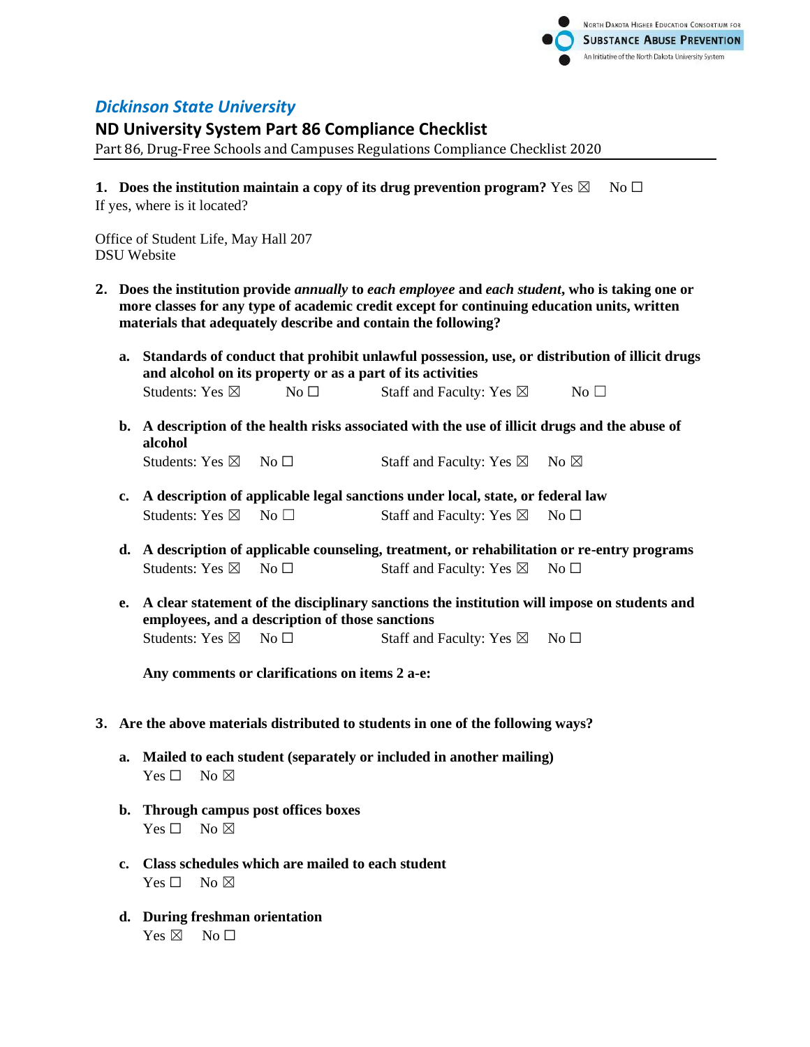North Dakota Higher Education Consortium for
**Substance Abuse Prevention**
An Initiative of the North Dakota University System

## *Dickinson State University*

## ND University System Part 86 Compliance Checklist

Part 86, Drug-Free Schools and Campuses Regulations Compliance Checklist 2020

1. **Does the institution maintain a copy of its drug prevention program?** Yes ☒ No ☐
   If yes, where is it located?

   Office of Student Life, May Hall 207
   DSU Website

2. **Does the institution provide *annually* to *each employee* and *each student*, who is taking one or more classes for any type of academic credit except for continuing education units, written materials that adequately describe and contain the following?**

   a. **Standards of conduct that prohibit unlawful possession, use, or distribution of illicit drugs and alcohol on its property or as a part of its activities**
      Students: Yes ☒ No ☐ Staff and Faculty: Yes ☒ No ☐

   b. **A description of the health risks associated with the use of illicit drugs and the abuse of alcohol**
      Students: Yes ☒ No ☐ Staff and Faculty: Yes ☒ No ☒

   c. **A description of applicable legal sanctions under local, state, or federal law**
      Students: Yes ☒ No ☐ Staff and Faculty: Yes ☒ No ☐

   d. **A description of applicable counseling, treatment, or rehabilitation or re-entry programs**
      Students: Yes ☒ No ☐ Staff and Faculty: Yes ☒ No ☐

   e. **A clear statement of the disciplinary sanctions the institution will impose on students and employees, and a description of those sanctions**
      Students: Yes ☒ No ☐ Staff and Faculty: Yes ☒ No ☐

   **Any comments or clarifications on items 2 a-e:**

3. **Are the above materials distributed to students in one of the following ways?**

   a. **Mailed to each student (separately or included in another mailing)**
      Yes ☐ No ☒

   b. **Through campus post offices boxes**
      Yes ☐ No ☒

   c. **Class schedules which are mailed to each student**
      Yes ☐ No ☒

   d. **During freshman orientation**
      Yes ☒ No ☐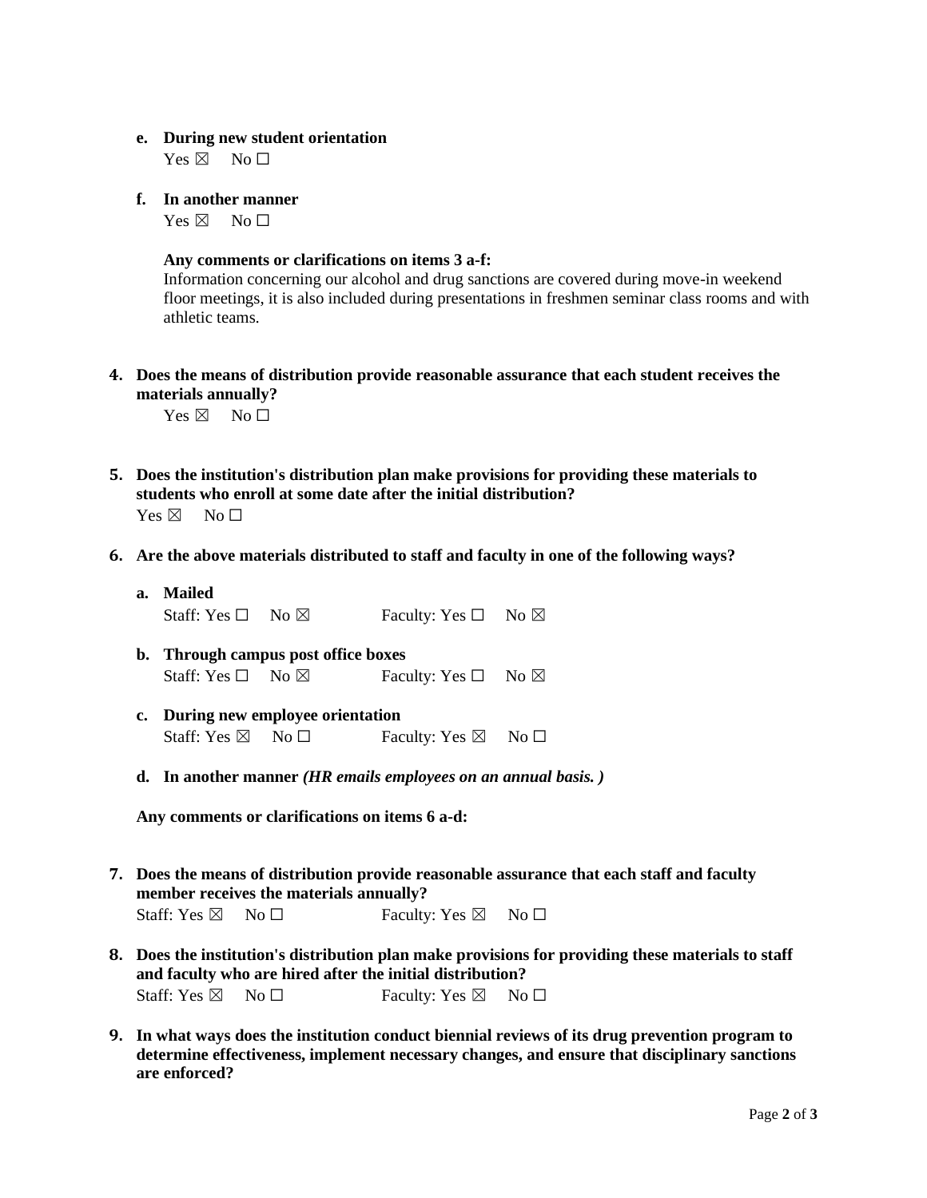**e. During new student orientation**
Yes ☒ No ☐

**f. In another manner**
Yes ☒ No ☐

**Any comments or clarifications on items 3 a-f:**
Information concerning our alcohol and drug sanctions are covered during move-in weekend floor meetings, it is also included during presentations in freshmen seminar class rooms and with athletic teams.

**4. Does the means of distribution provide reasonable assurance that each student receives the materials annually?**
Yes ☒ No ☐

**5. Does the institution's distribution plan make provisions for providing these materials to students who enroll at some date after the initial distribution?**
Yes ☒ No ☐

**6. Are the above materials distributed to staff and faculty in one of the following ways?**

**a. Mailed**
Staff: Yes ☐ No ☒ Faculty: Yes ☐ No ☒

**b. Through campus post office boxes**
Staff: Yes ☐ No ☒ Faculty: Yes ☐ No ☒

**c. During new employee orientation**
Staff: Yes ☒ No ☐ Faculty: Yes ☒ No ☐

**d. In another manner** ***(HR emails employees on an annual basis. )***

**Any comments or clarifications on items 6 a-d:**

**7. Does the means of distribution provide reasonable assurance that each staff and faculty member receives the materials annually?**
Staff: Yes ☒ No ☐ Faculty: Yes ☒ No ☐

**8. Does the institution's distribution plan make provisions for providing these materials to staff and faculty who are hired after the initial distribution?**
Staff: Yes ☒ No ☐ Faculty: Yes ☒ No ☐

**9. In what ways does the institution conduct biennial reviews of its drug prevention program to determine effectiveness, implement necessary changes, and ensure that disciplinary sanctions are enforced?**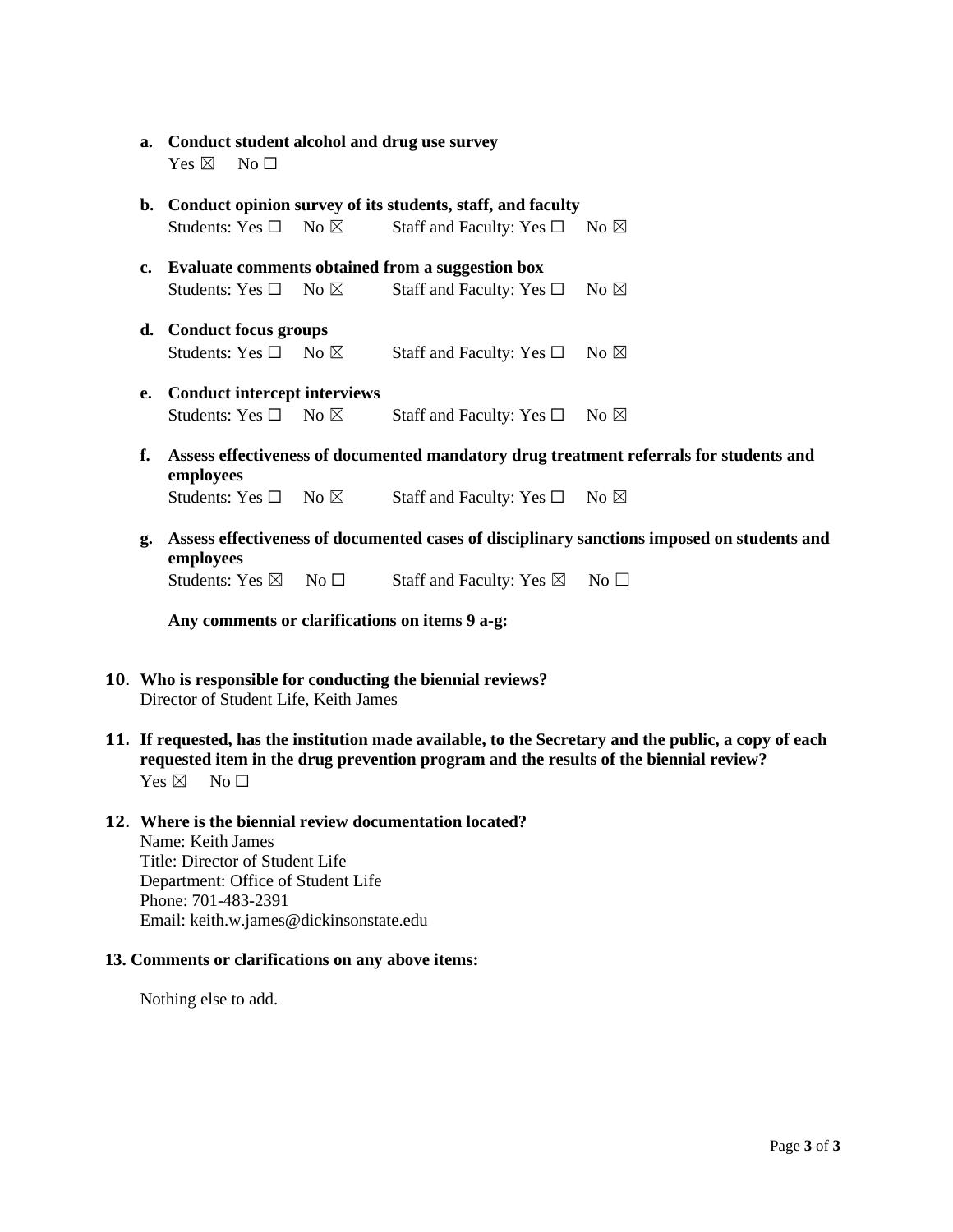a. **Conduct student alcohol and drug use survey**
   Yes ☒ No ☐

b. **Conduct opinion survey of its students, staff, and faculty**
   Students: Yes ☐ No ☒ Staff and Faculty: Yes ☐ No ☒

c. **Evaluate comments obtained from a suggestion box**
   Students: Yes ☐ No ☒ Staff and Faculty: Yes ☐ No ☒

d. **Conduct focus groups**
   Students: Yes ☐ No ☒ Staff and Faculty: Yes ☐ No ☒

e. **Conduct intercept interviews**
   Students: Yes ☐ No ☒ Staff and Faculty: Yes ☐ No ☒

f. **Assess effectiveness of documented mandatory drug treatment referrals for students and employees**
   Students: Yes ☐ No ☒ Staff and Faculty: Yes ☐ No ☒

g. **Assess effectiveness of documented cases of disciplinary sanctions imposed on students and employees**
   Students: Yes ☒ No ☐ Staff and Faculty: Yes ☒ No ☐

   **Any comments or clarifications on items 9 a-g:**

**10. Who is responsible for conducting the biennial reviews?**
Director of Student Life, Keith James

**11. If requested, has the institution made available, to the Secretary and the public, a copy of each requested item in the drug prevention program and the results of the biennial review?**
Yes ☒ No ☐

**12. Where is the biennial review documentation located?**
Name: Keith James
Title: Director of Student Life
Department: Office of Student Life
Phone: 701-483-2391
Email: keith.w.james@dickinsonstate.edu

**13. Comments or clarifications on any above items:**

Nothing else to add.